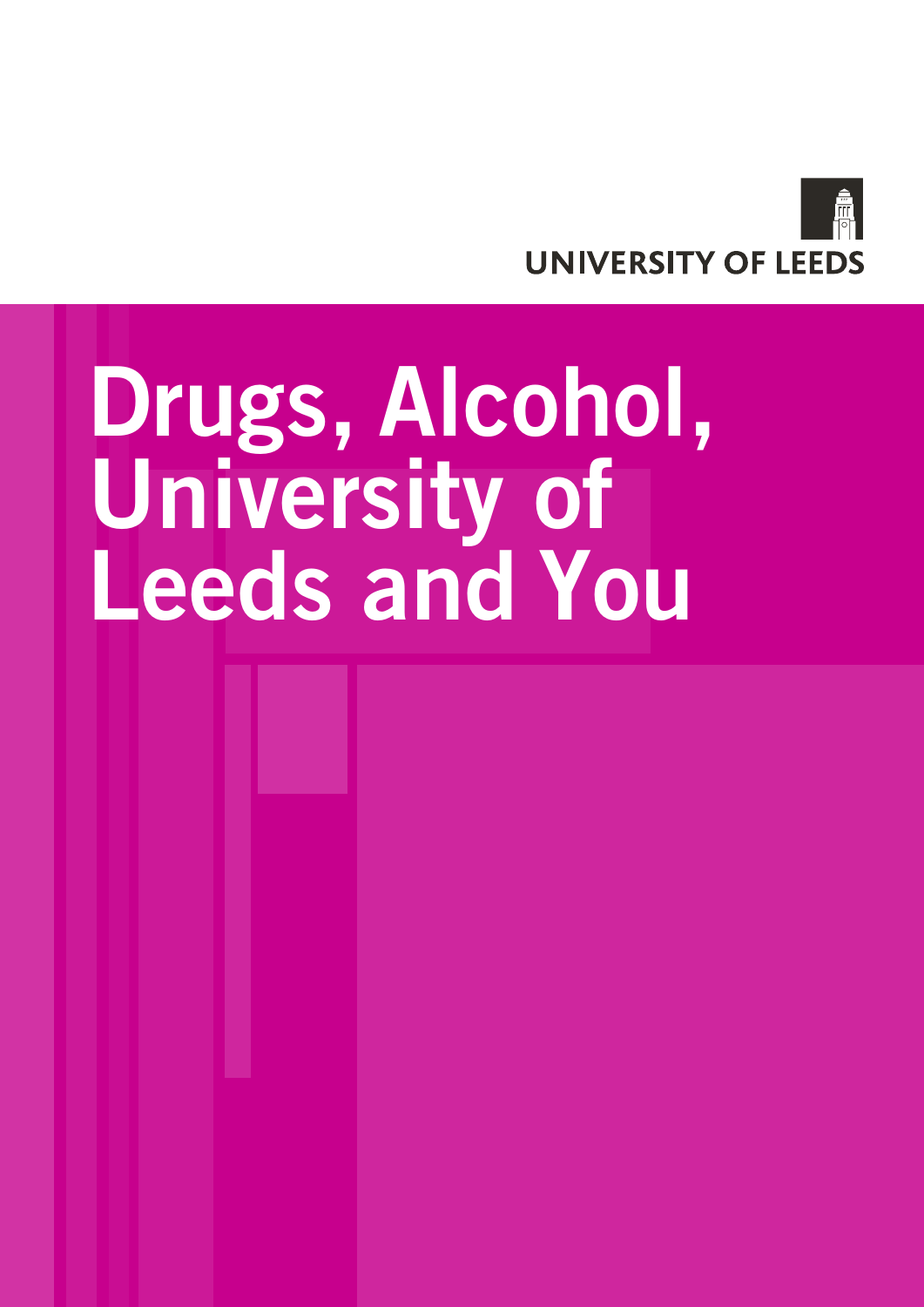UNIVERSITY OF LEEDS

# Drugs, Alcohol, University of Leeds and You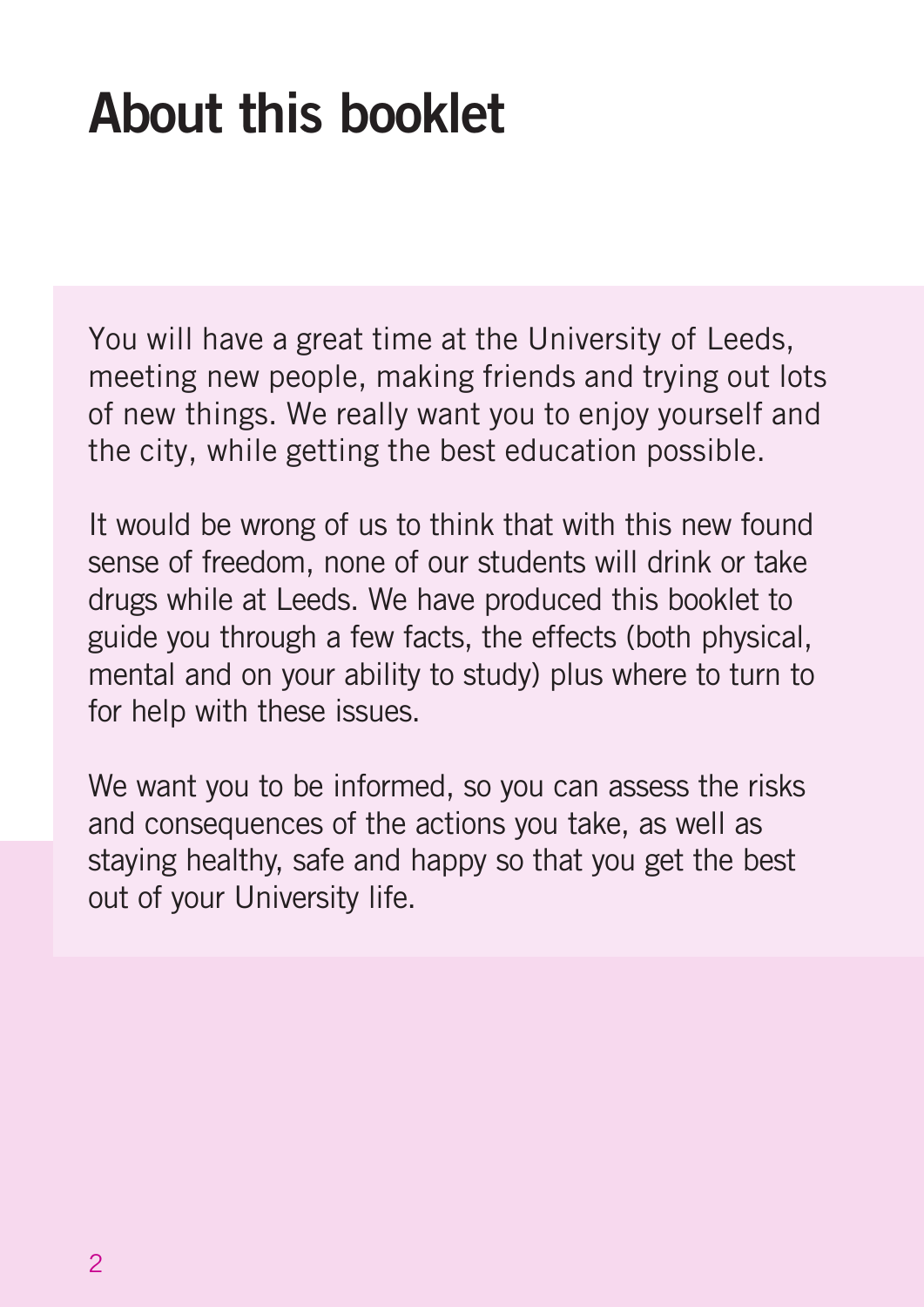# About this booklet

You will have a great time at the University of Leeds, meeting new people, making friends and trying out lots of new things. We really want you to enjoy yourself and the city, while getting the best education possible.

It would be wrong of us to think that with this new found sense of freedom, none of our students will drink or take drugs while at Leeds. We have produced this booklet to guide you through a few facts, the effects (both physical, mental and on your ability to study) plus where to turn to for help with these issues.

We want you to be informed, so you can assess the risks and consequences of the actions you take, as well as staying healthy, safe and happy so that you get the best out of your University life.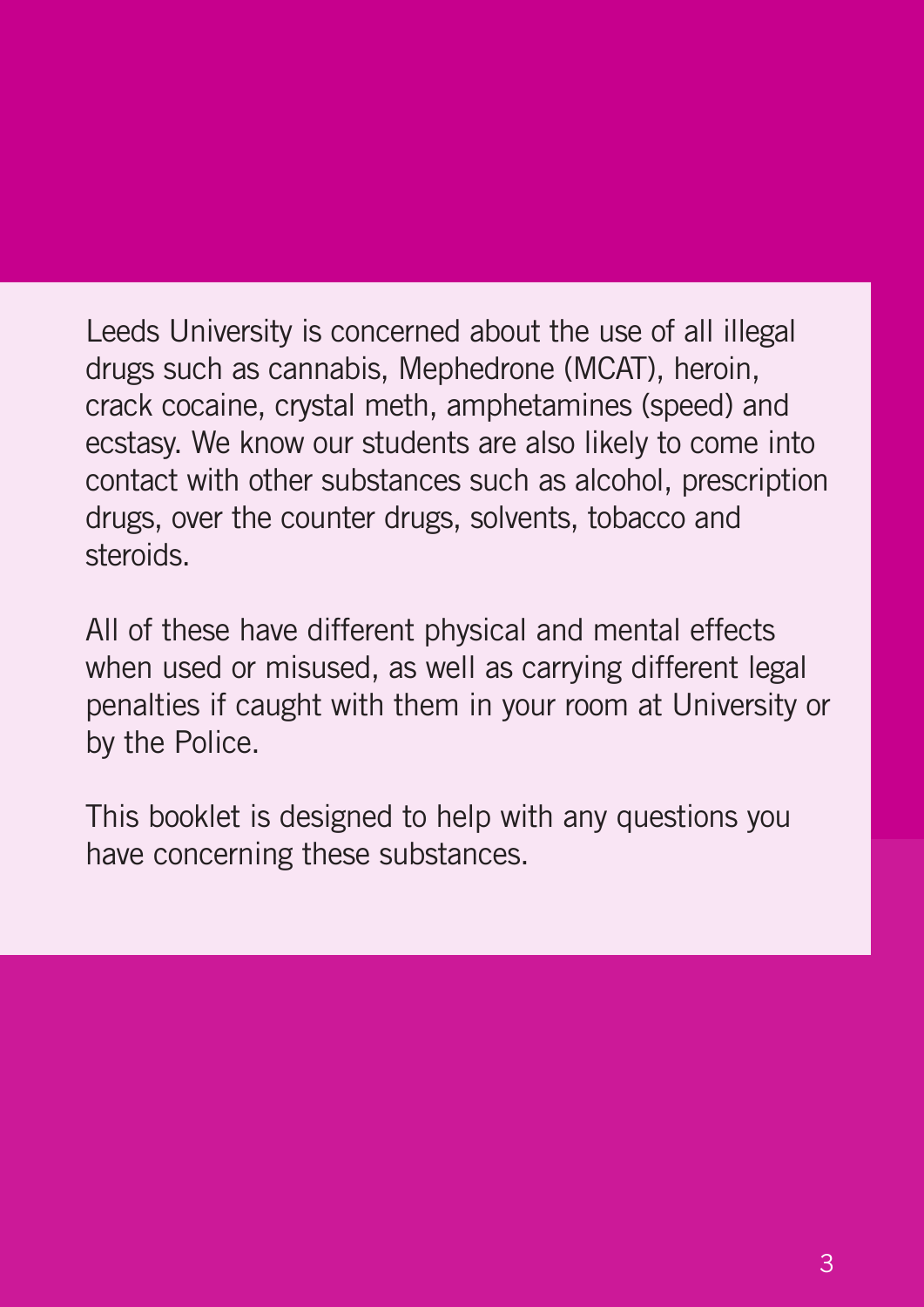Leeds University is concerned about the use of all illegal drugs such as cannabis, Mephedrone (MCAT), heroin, crack cocaine, crystal meth, amphetamines (speed) and ecstasy. We know our students are also likely to come into contact with other substances such as alcohol, prescription drugs, over the counter drugs, solvents, tobacco and steroids.

All of these have different physical and mental effects when used or misused, as well as carrying different legal penalties if caught with them in your room at University or by the Police.

This booklet is designed to help with any questions you have concerning these substances.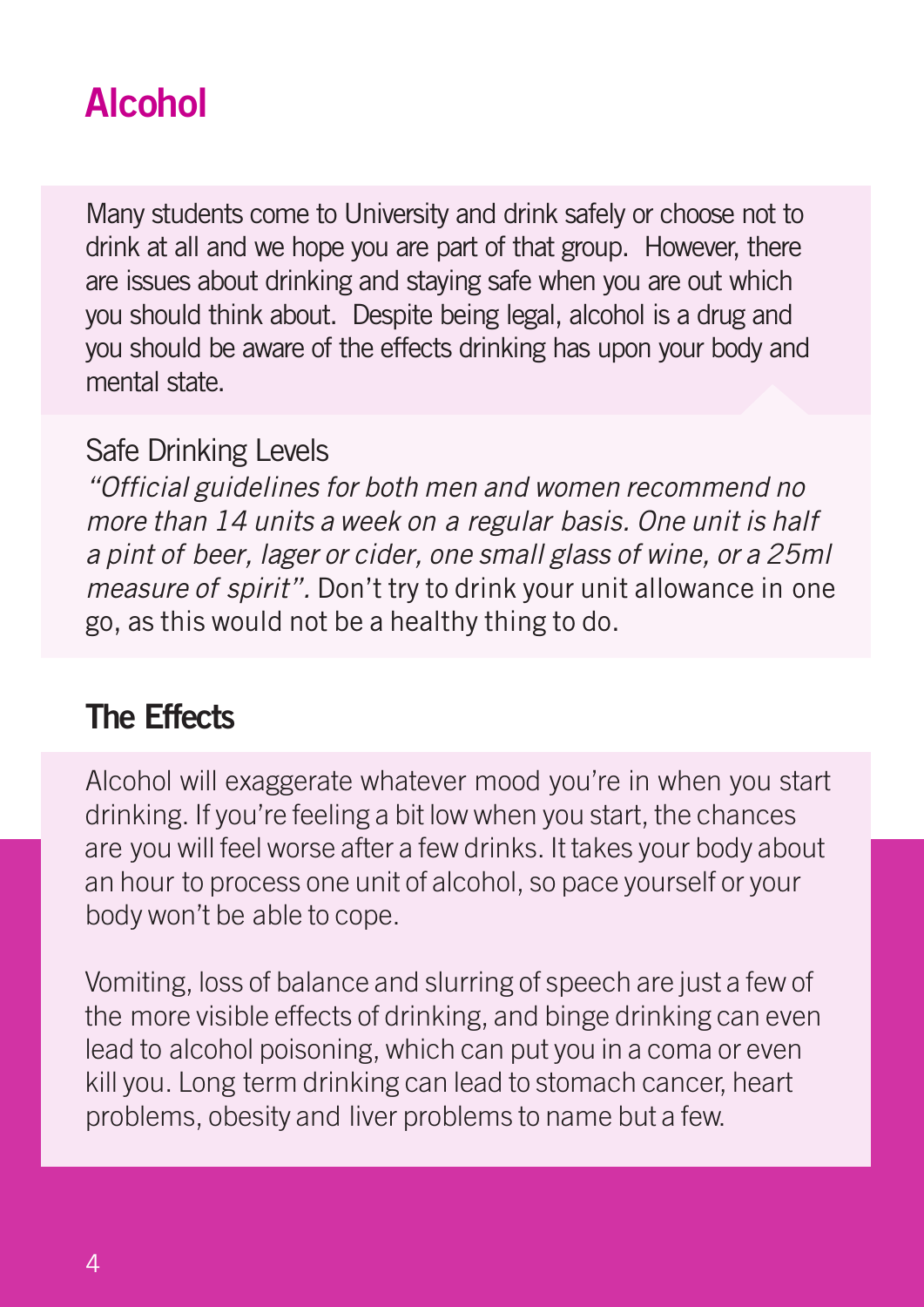# Alcohol

Many students come to University and drink safely or choose not to drink at all and we hope you are part of that group. However, there are issues about drinking and staying safe when you are out which you should think about. Despite being legal, alcohol is a drug and you should be aware of the effects drinking has upon your body and mental state.

Safe Drinking Levels

*"Official guidelines for both men and women recommend no more than 14 units a week on a regular basis. One unit is half a pint of beer, lager or cider, one small glass of wine, or a 25ml measure of spirit".* Don't try to drink your unit allowance in one go, as this would not be a healthy thing to do.

## The Effects

Alcohol will exaggerate whatever mood you're in when you start drinking. If you're feeling a bit low when you start, the chances are you will feel worse after a few drinks. It takes your body about an hour to process one unit of alcohol, so pace yourself or your body won't be able to cope.

Vomiting, loss of balance and slurring of speech are just a few of the more visible effects of drinking, and binge drinking can even lead to alcohol poisoning, which can put you in a coma or even kill you. Long term drinking can lead to stomach cancer, heart problems, obesity and liver problems to name but a few.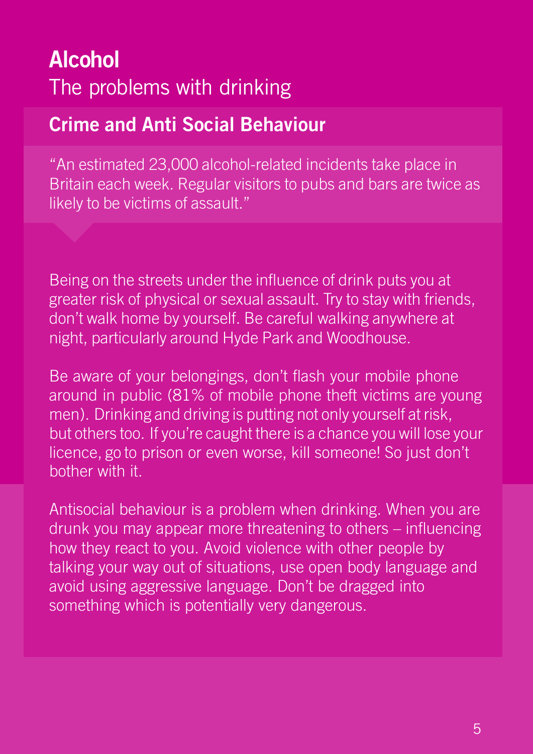# Alcohol

The problems with drinking

## Crime and Anti Social Behaviour

"An estimated 23,000 alcohol-related incidents take place in Britain each week. Regular visitors to pubs and bars are twice as likely to be victims of assault."

Being on the streets under the influence of drink puts you at greater risk of physical or sexual assault. Try to stay with friends, don't walk home by yourself. Be careful walking anywhere at night, particularly around Hyde Park and Woodhouse.

Be aware of your belongings, don't flash your mobile phone around in public (81% of mobile phone theft victims are young men). Drinking and driving is putting not only yourself at risk, but others too. If you're caught there is a chance you will lose your licence, go to prison or even worse, kill someone! So just don't bother with it.

Antisocial behaviour is a problem when drinking. When you are drunk you may appear more threatening to others – influencing how they react to you. Avoid violence with other people by talking your way out of situations, use open body language and avoid using aggressive language. Don't be dragged into something which is potentially very dangerous.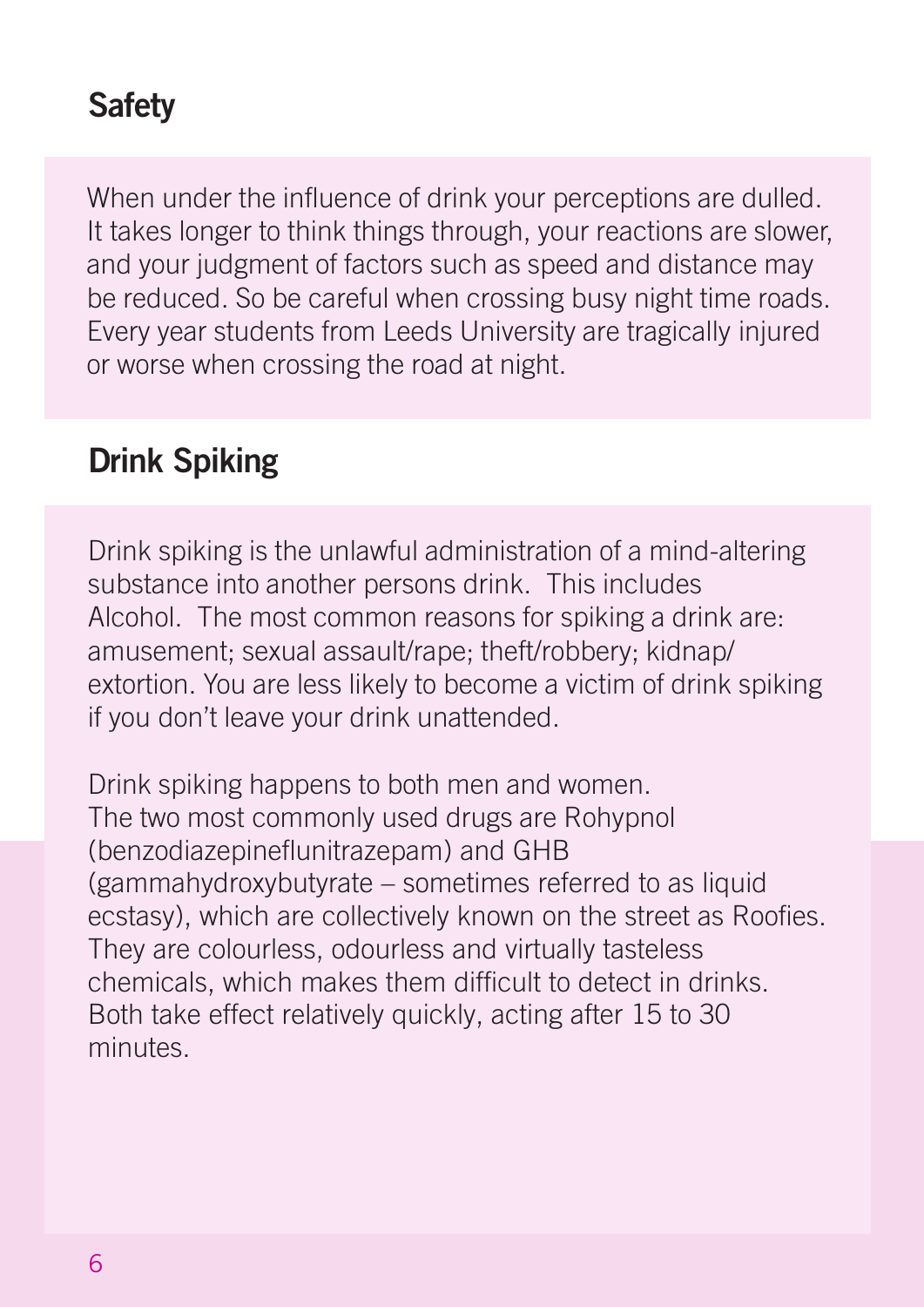## Safety

When under the influence of drink your perceptions are dulled. It takes longer to think things through, your reactions are slower, and your judgment of factors such as speed and distance may be reduced. So be careful when crossing busy night time roads. Every year students from Leeds University are tragically injured or worse when crossing the road at night.

## Drink Spiking

Drink spiking is the unlawful administration of a mind-altering substance into another persons drink. This includes Alcohol. The most common reasons for spiking a drink are: amusement; sexual assault/rape; theft/robbery; kidnap/ extortion. You are less likely to become a victim of drink spiking if you don't leave your drink unattended.

Drink spiking happens to both men and women. The two most commonly used drugs are Rohypnol (benzodiazepineflunitrazepam) and GHB (gammahydroxybutyrate – sometimes referred to as liquid ecstasy), which are collectively known on the street as Roofies. They are colourless, odourless and virtually tasteless chemicals, which makes them difficult to detect in drinks. Both take effect relatively quickly, acting after 15 to 30 minutes.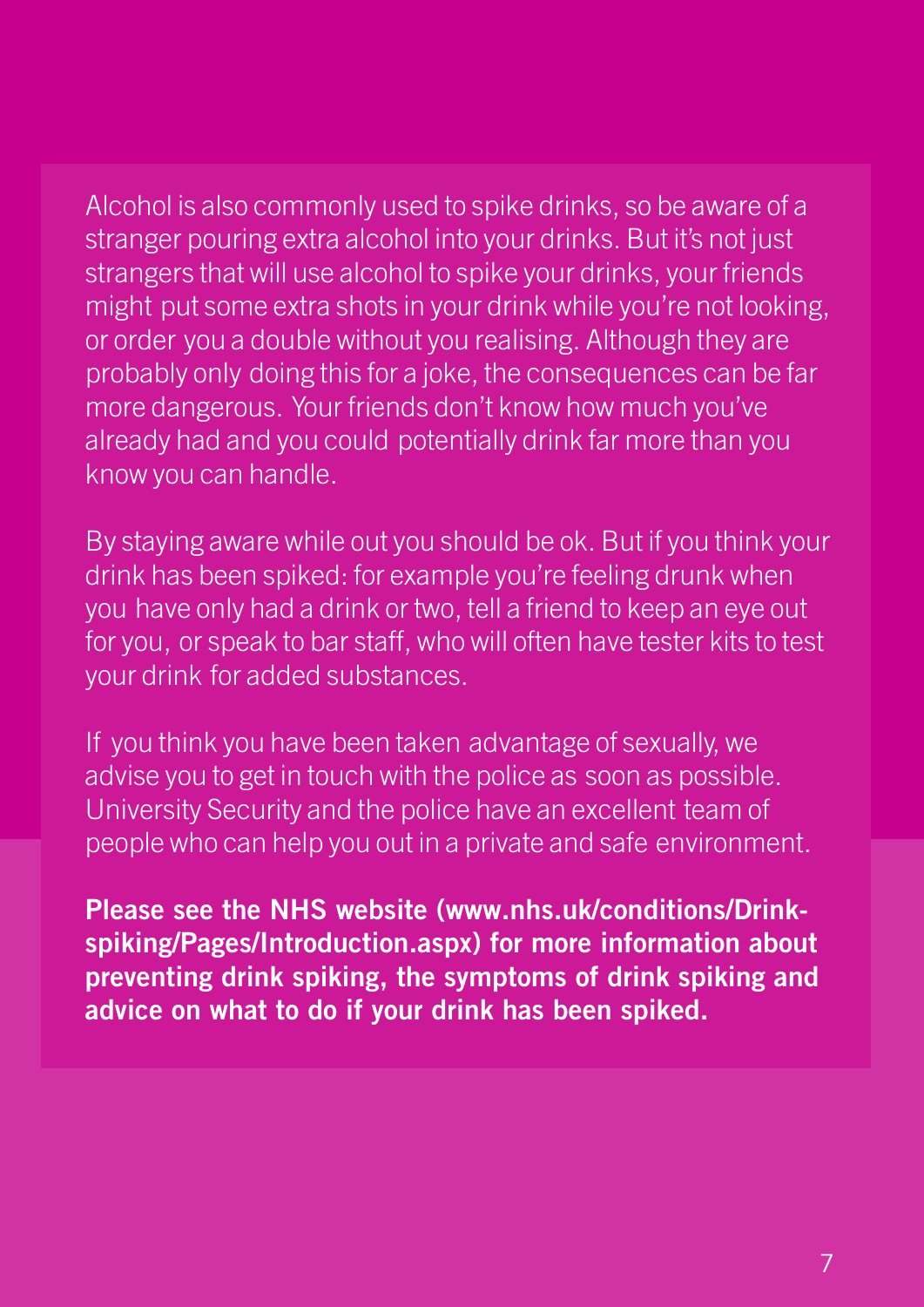Alcohol is also commonly used to spike drinks, so be aware of a stranger pouring extra alcohol into your drinks. But it's not just strangers that will use alcohol to spike your drinks, your friends might put some extra shots in your drink while you're not looking, or order you a double without you realising. Although they are probably only doing this for a joke, the consequences can be far more dangerous. Your friends don't know how much you've already had and you could potentially drink far more than you know you can handle.

By staying aware while out you should be ok. But if you think your drink has been spiked: for example you're feeling drunk when you have only had a drink or two, tell a friend to keep an eye out for you, or speak to bar staff, who will often have tester kits to test your drink for added substances.

If you think you have been taken advantage of sexually, we advise you to get in touch with the police as soon as possible. University Security and the police have an excellent team of people who can help you out in a private and safe environment.

**Please see the NHS website (www.nhs.uk/conditions/Drink-spiking/Pages/Introduction.aspx) for more information about preventing drink spiking, the symptoms of drink spiking and advice on what to do if your drink has been spiked.**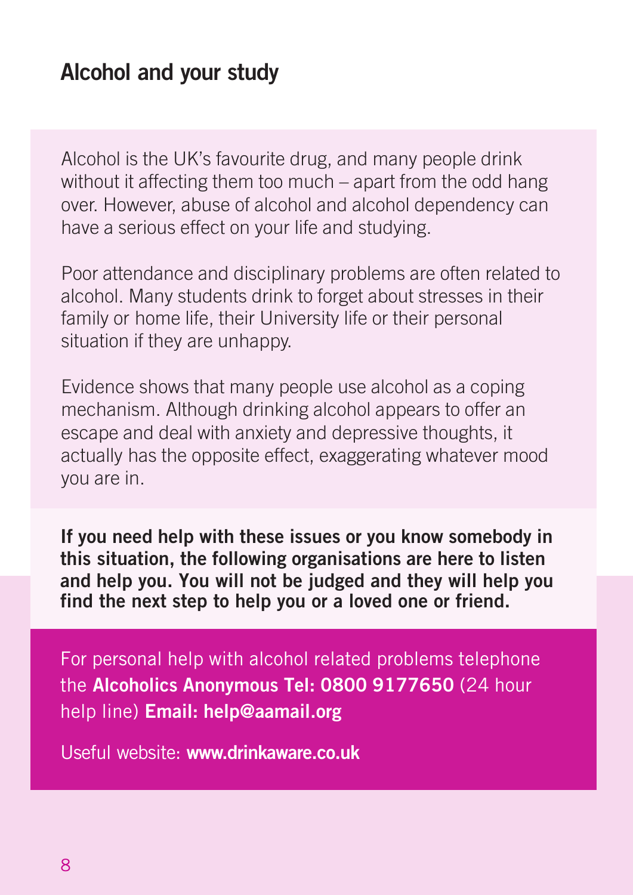## Alcohol and your study

Alcohol is the UK's favourite drug, and many people drink without it affecting them too much – apart from the odd hang over. However, abuse of alcohol and alcohol dependency can have a serious effect on your life and studying.

Poor attendance and disciplinary problems are often related to alcohol. Many students drink to forget about stresses in their family or home life, their University life or their personal situation if they are unhappy.

Evidence shows that many people use alcohol as a coping mechanism. Although drinking alcohol appears to offer an escape and deal with anxiety and depressive thoughts, it actually has the opposite effect, exaggerating whatever mood you are in.

**If you need help with these issues or you know somebody in this situation, the following organisations are here to listen and help you. You will not be judged and they will help you find the next step to help you or a loved one or friend.**

For personal help with alcohol related problems telephone the **Alcoholics Anonymous Tel: 0800 9177650** (24 hour help line) **Email: help@aamail.org**

Useful website: **www.drinkaware.co.uk**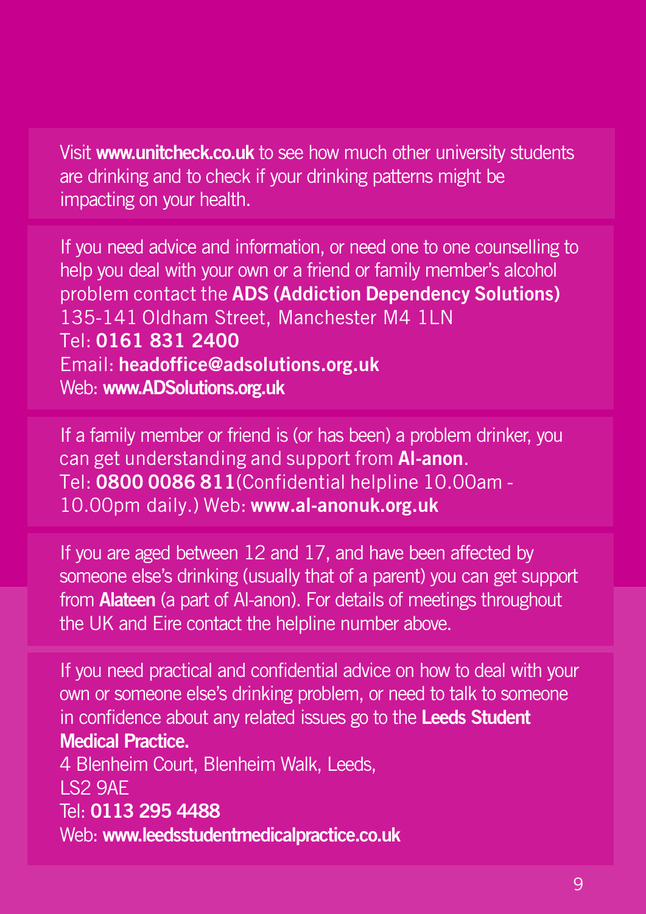Visit **www.unitcheck.co.uk** to see how much other university students are drinking and to check if your drinking patterns might be impacting on your health.

If you need advice and information, or need one to one counselling to help you deal with your own or a friend or family member's alcohol problem contact the **ADS (Addiction Dependency Solutions)**
135-141 Oldham Street, Manchester M4 1LN
Tel: **0161 831 2400**
Email: **headoffice@adsolutions.org.uk**
Web: **www.ADSolutions.org.uk**

If a family member or friend is (or has been) a problem drinker, you can get understanding and support from **Al-anon**.
Tel: **0800 0086 811**(Confidential helpline 10.00am - 10.00pm daily.) Web: **www.al-anonuk.org.uk**

If you are aged between 12 and 17, and have been affected by someone else's drinking (usually that of a parent) you can get support from **Alateen** (a part of Al-anon). For details of meetings throughout the UK and Eire contact the helpline number above.

If you need practical and confidential advice on how to deal with your own or someone else's drinking problem, or need to talk to someone in confidence about any related issues go to the **Leeds Student Medical Practice.**
4 Blenheim Court, Blenheim Walk, Leeds,
LS2 9AE
Tel: **0113 295 4488**
Web: **www.leedsstudentmedicalpractice.co.uk**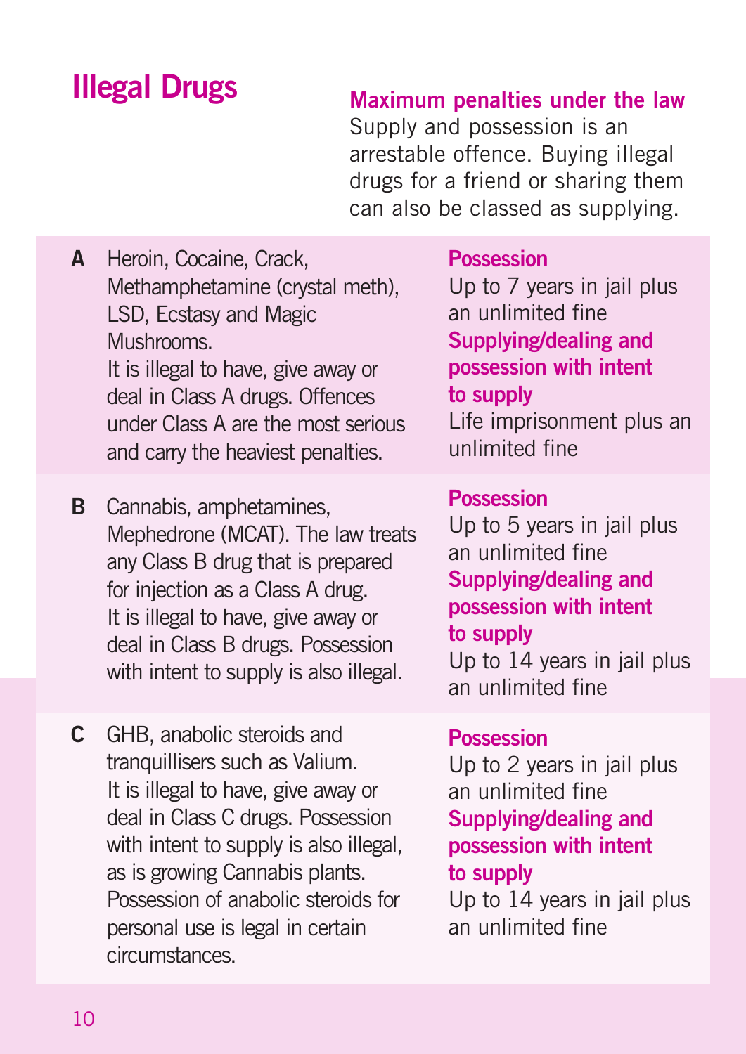# Illegal Drugs

**Maximum penalties under the law**

Supply and possession is an arrestable offence. Buying illegal drugs for a friend or sharing them can also be classed as supplying.

| | | |
|---|---|---|
| **A** | Heroin, Cocaine, Crack, Methamphetamine (crystal meth), LSD, Ecstasy and Magic Mushrooms. It is illegal to have, give away or deal in Class A drugs. Offences under Class A are the most serious and carry the heaviest penalties. | **Possession** Up to 7 years in jail plus an unlimited fine **Supplying/dealing and possession with intent to supply** Life imprisonment plus an unlimited fine |
| **B** | Cannabis, amphetamines, Mephedrone (MCAT). The law treats any Class B drug that is prepared for injection as a Class A drug. It is illegal to have, give away or deal in Class B drugs. Possession with intent to supply is also illegal. | **Possession** Up to 5 years in jail plus an unlimited fine **Supplying/dealing and possession with intent to supply** Up to 14 years in jail plus an unlimited fine |
| **C** | GHB, anabolic steroids and tranquillisers such as Valium. It is illegal to have, give away or deal in Class C drugs. Possession with intent to supply is also illegal, as is growing Cannabis plants. Possession of anabolic steroids for personal use is legal in certain circumstances. | **Possession** Up to 2 years in jail plus an unlimited fine **Supplying/dealing and possession with intent to supply** Up to 14 years in jail plus an unlimited fine |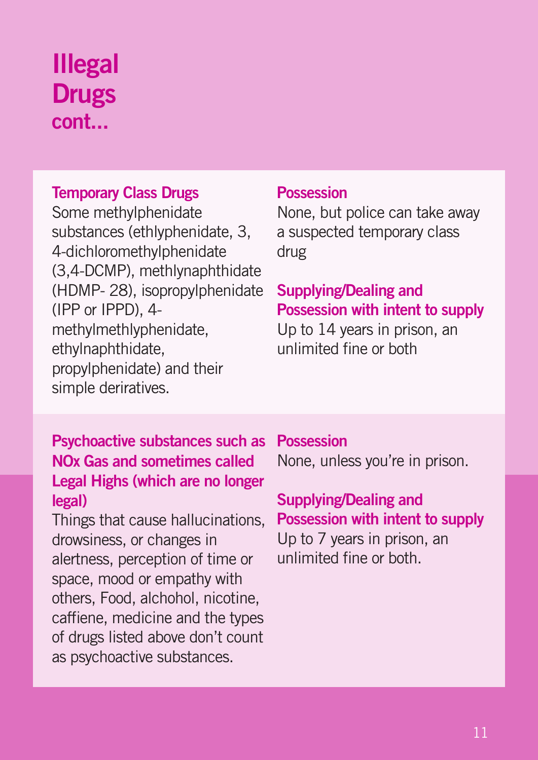# Illegal Drugs cont...

| | |
|---|---|
| **Temporary Class Drugs**<br>Some methylphenidate substances (ethlyphenidate, 3, 4-dichloromethylphenidate (3,4-DCMP), methlynaphthidate (HDMP- 28), isopropylphenidate (IPP or IPPD), 4-methylmethlyphenidate, ethylnaphthidate, propylphenidate) and their simple deriratives. | **Possession**<br>None, but police can take away a suspected temporary class drug<br><br>**Supplying/Dealing and Possession with intent to supply**<br>Up to 14 years in prison, an unlimited fine or both |
| **Psychoactive substances such as NOx Gas and sometimes called Legal Highs (which are no longer legal)**<br>Things that cause hallucinations, drowsiness, or changes in alertness, perception of time or space, mood or empathy with others, Food, alchohol, nicotine, caffiene, medicine and the types of drugs listed above don't count as psychoactive substances. | **Possession**<br>None, unless you're in prison.<br><br>**Supplying/Dealing and Possession with intent to supply**<br>Up to 7 years in prison, an unlimited fine or both. |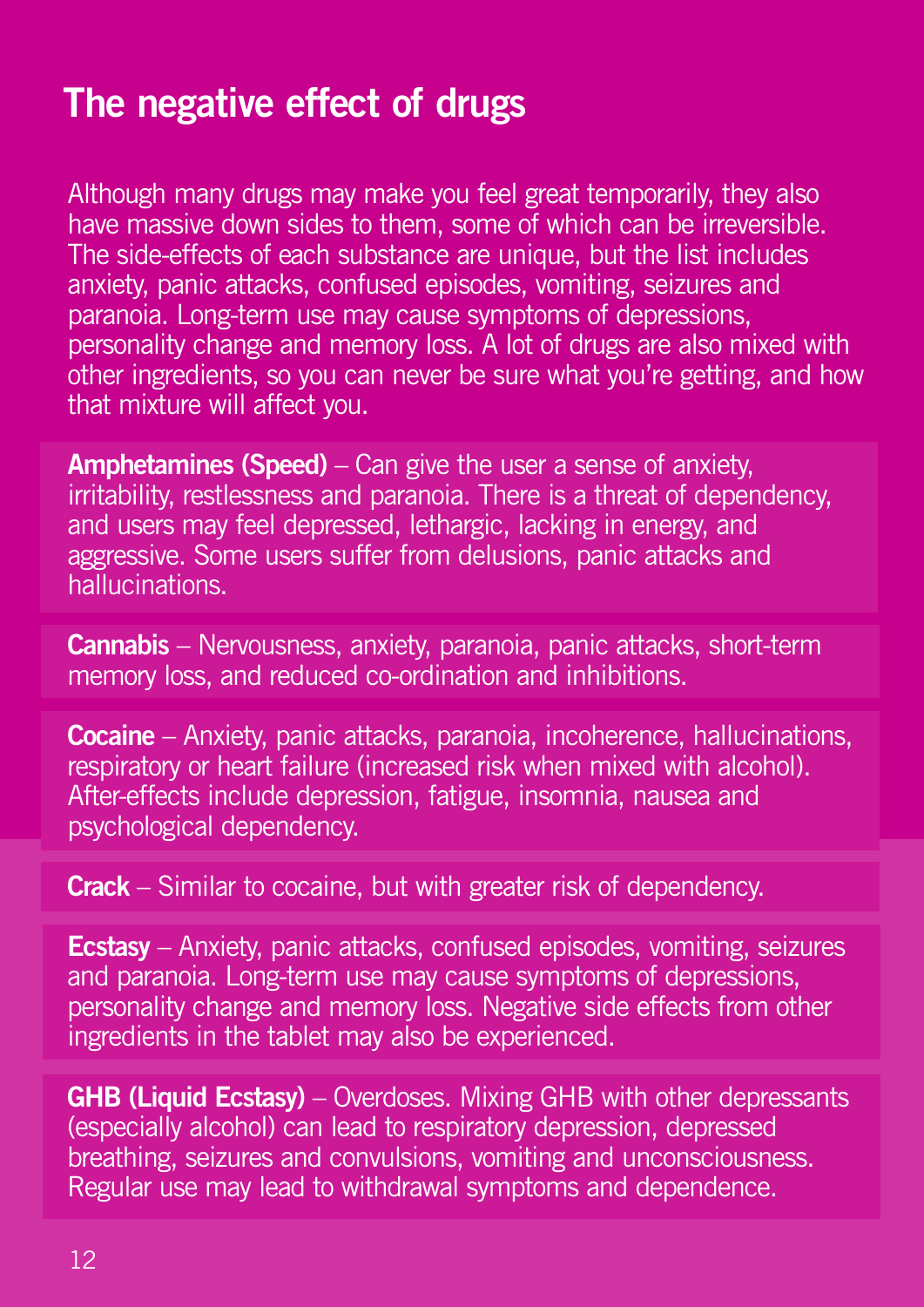## The negative effect of drugs

Although many drugs may make you feel great temporarily, they also have massive down sides to them, some of which can be irreversible. The side-effects of each substance are unique, but the list includes anxiety, panic attacks, confused episodes, vomiting, seizures and paranoia. Long-term use may cause symptoms of depressions, personality change and memory loss. A lot of drugs are also mixed with other ingredients, so you can never be sure what you're getting, and how that mixture will affect you.

**Amphetamines (Speed)** – Can give the user a sense of anxiety, irritability, restlessness and paranoia. There is a threat of dependency, and users may feel depressed, lethargic, lacking in energy, and aggressive. Some users suffer from delusions, panic attacks and hallucinations.

**Cannabis** – Nervousness, anxiety, paranoia, panic attacks, short-term memory loss, and reduced co-ordination and inhibitions.

**Cocaine** – Anxiety, panic attacks, paranoia, incoherence, hallucinations, respiratory or heart failure (increased risk when mixed with alcohol). After-effects include depression, fatigue, insomnia, nausea and psychological dependency.

**Crack** – Similar to cocaine, but with greater risk of dependency.

**Ecstasy** – Anxiety, panic attacks, confused episodes, vomiting, seizures and paranoia. Long-term use may cause symptoms of depressions, personality change and memory loss. Negative side effects from other ingredients in the tablet may also be experienced.

**GHB (Liquid Ecstasy)** – Overdoses. Mixing GHB with other depressants (especially alcohol) can lead to respiratory depression, depressed breathing, seizures and convulsions, vomiting and unconsciousness. Regular use may lead to withdrawal symptoms and dependence.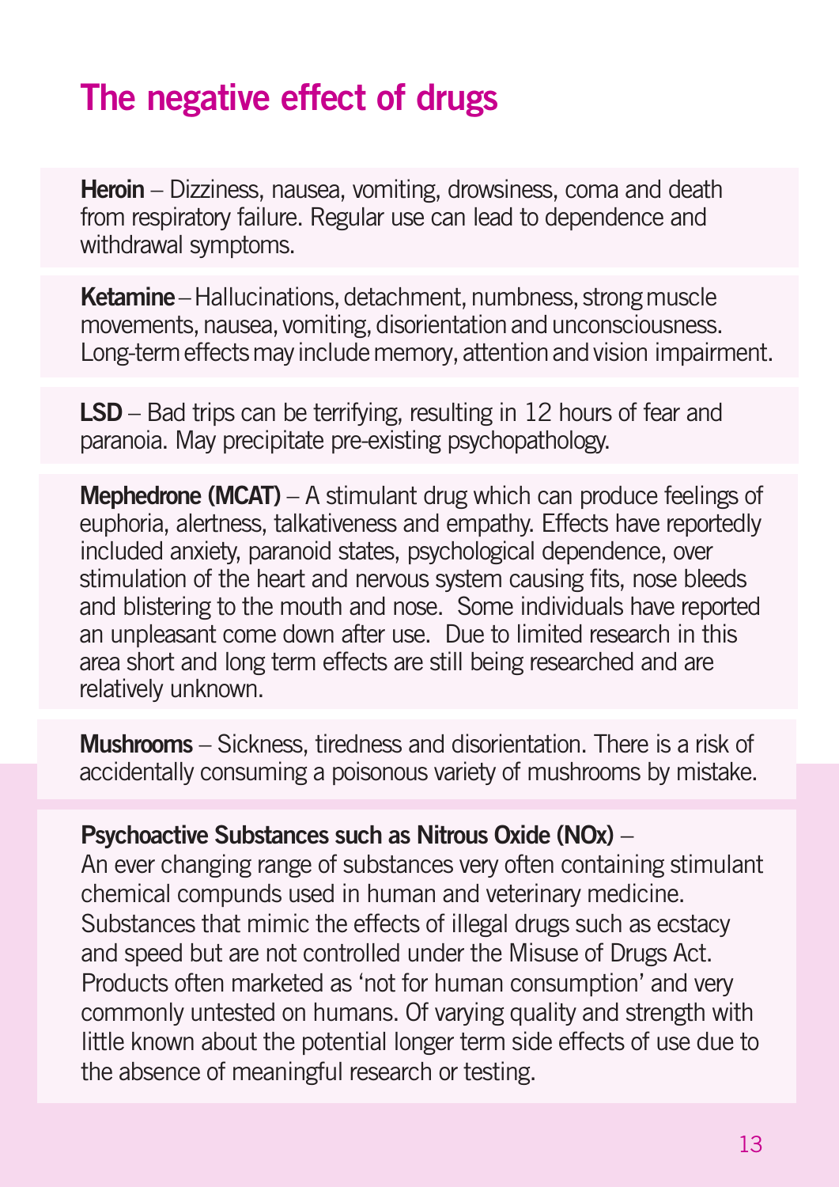# The negative effect of drugs

**Heroin** – Dizziness, nausea, vomiting, drowsiness, coma and death from respiratory failure. Regular use can lead to dependence and withdrawal symptoms.

**Ketamine** – Hallucinations, detachment, numbness, strong muscle movements, nausea, vomiting, disorientation and unconsciousness. Long-term effects may include memory, attention and vision impairment.

**LSD** – Bad trips can be terrifying, resulting in 12 hours of fear and paranoia. May precipitate pre-existing psychopathology.

**Mephedrone (MCAT)** – A stimulant drug which can produce feelings of euphoria, alertness, talkativeness and empathy. Effects have reportedly included anxiety, paranoid states, psychological dependence, over stimulation of the heart and nervous system causing fits, nose bleeds and blistering to the mouth and nose. Some individuals have reported an unpleasant come down after use. Due to limited research in this area short and long term effects are still being researched and are relatively unknown.

**Mushrooms** – Sickness, tiredness and disorientation. There is a risk of accidentally consuming a poisonous variety of mushrooms by mistake.

**Psychoactive Substances such as Nitrous Oxide (NOx)** – An ever changing range of substances very often containing stimulant chemical compunds used in human and veterinary medicine. Substances that mimic the effects of illegal drugs such as ecstacy and speed but are not controlled under the Misuse of Drugs Act. Products often marketed as 'not for human consumption' and very commonly untested on humans. Of varying quality and strength with little known about the potential longer term side effects of use due to the absence of meaningful research or testing.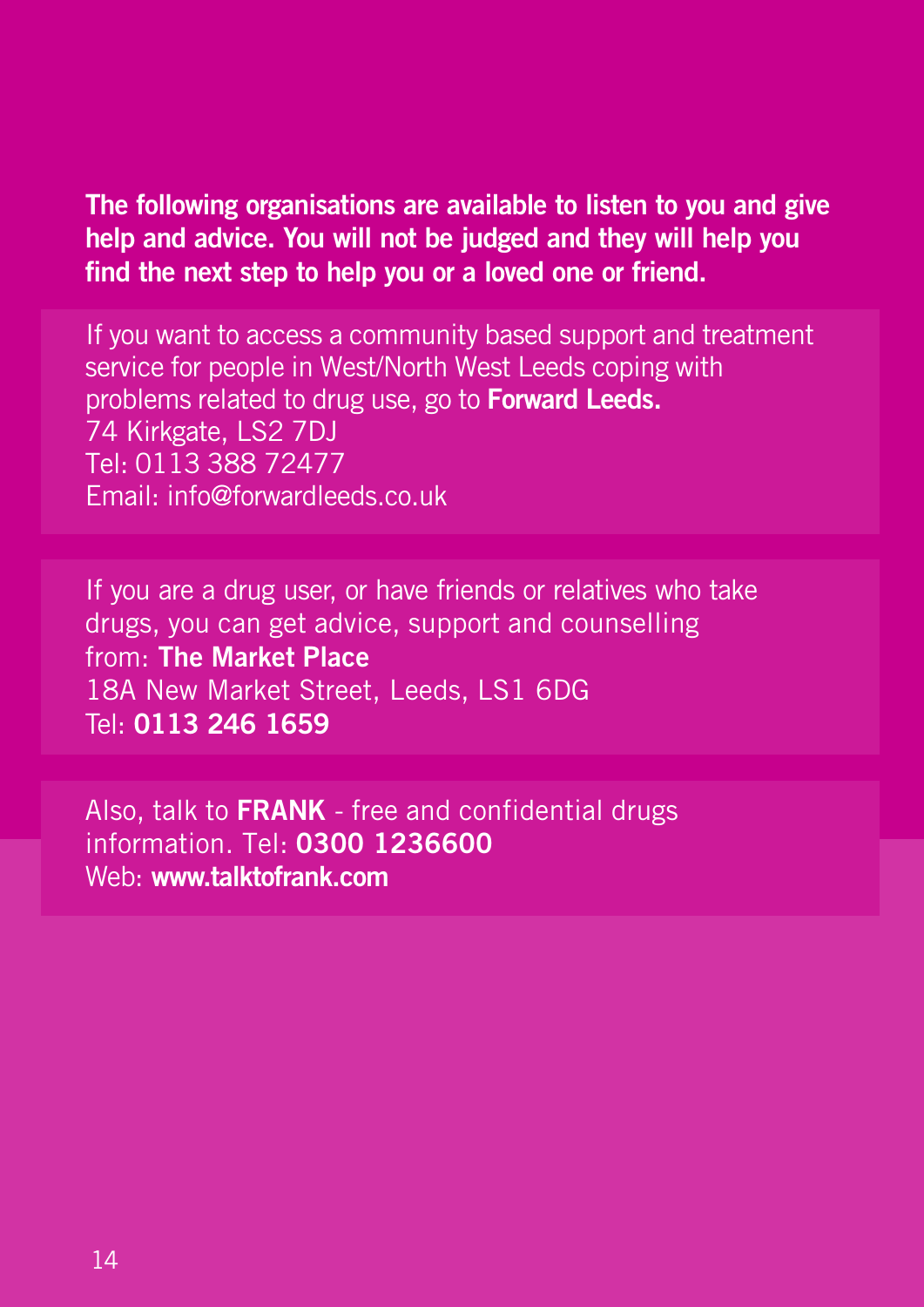**The following organisations are available to listen to you and give help and advice. You will not be judged and they will help you find the next step to help you or a loved one or friend.**

If you want to access a community based support and treatment service for people in West/North West Leeds coping with problems related to drug use, go to **Forward Leeds.**
74 Kirkgate, LS2 7DJ
Tel: 0113 388 72477
Email: info@forwardleeds.co.uk

If you are a drug user, or have friends or relatives who take drugs, you can get advice, support and counselling from: **The Market Place**
18A New Market Street, Leeds, LS1 6DG
Tel: **0113 246 1659**

Also, talk to **FRANK** - free and confidential drugs information. Tel: **0300 1236600**
Web: **www.talktofrank.com**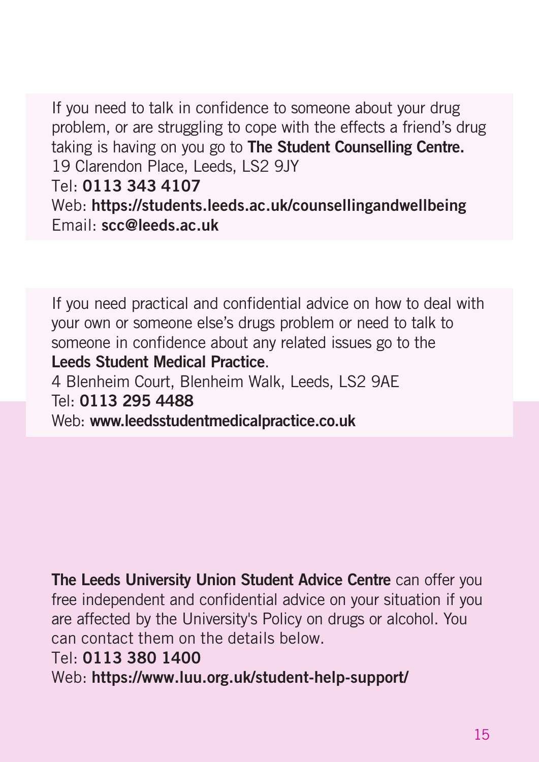If you need to talk in confidence to someone about your drug problem, or are struggling to cope with the effects a friend's drug taking is having on you go to **The Student Counselling Centre.**
19 Clarendon Place, Leeds, LS2 9JY
Tel: **0113 343 4107**
Web: **https://students.leeds.ac.uk/counsellingandwellbeing**
Email: **scc@leeds.ac.uk**

If you need practical and confidential advice on how to deal with your own or someone else's drugs problem or need to talk to someone in confidence about any related issues go to the **Leeds Student Medical Practice**.
4 Blenheim Court, Blenheim Walk, Leeds, LS2 9AE
Tel: **0113 295 4488**
Web: **www.leedsstudentmedicalpractice.co.uk**

**The Leeds University Union Student Advice Centre** can offer you free independent and confidential advice on your situation if you are affected by the University's Policy on drugs or alcohol. You can contact them on the details below.
Tel: **0113 380 1400**
Web: **https://www.luu.org.uk/student-help-support/**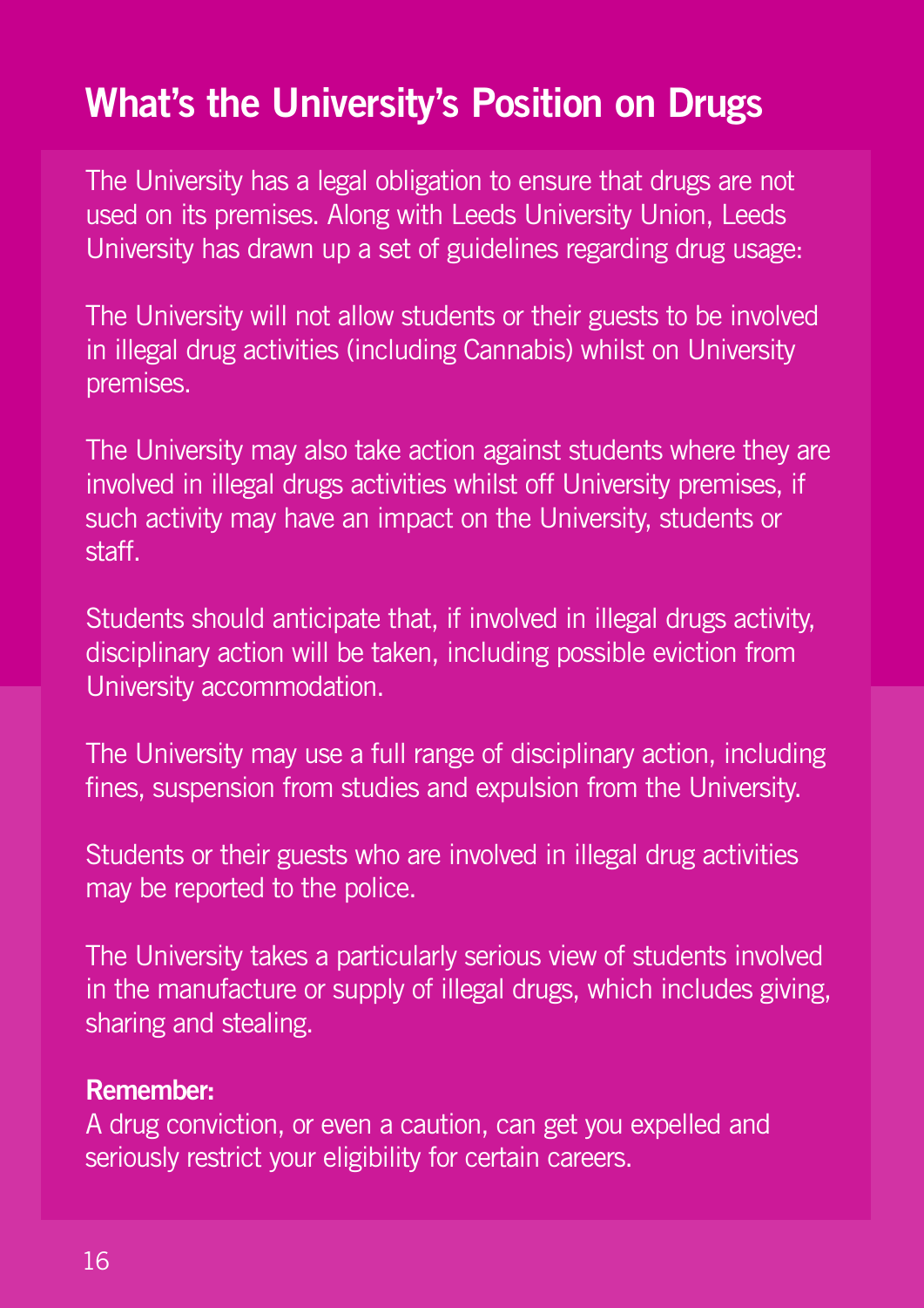# What's the University's Position on Drugs

The University has a legal obligation to ensure that drugs are not used on its premises. Along with Leeds University Union, Leeds University has drawn up a set of guidelines regarding drug usage:

The University will not allow students or their guests to be involved in illegal drug activities (including Cannabis) whilst on University premises.

The University may also take action against students where they are involved in illegal drugs activities whilst off University premises, if such activity may have an impact on the University, students or staff.

Students should anticipate that, if involved in illegal drugs activity, disciplinary action will be taken, including possible eviction from University accommodation.

The University may use a full range of disciplinary action, including fines, suspension from studies and expulsion from the University.

Students or their guests who are involved in illegal drug activities may be reported to the police.

The University takes a particularly serious view of students involved in the manufacture or supply of illegal drugs, which includes giving, sharing and stealing.

**Remember:**
A drug conviction, or even a caution, can get you expelled and seriously restrict your eligibility for certain careers.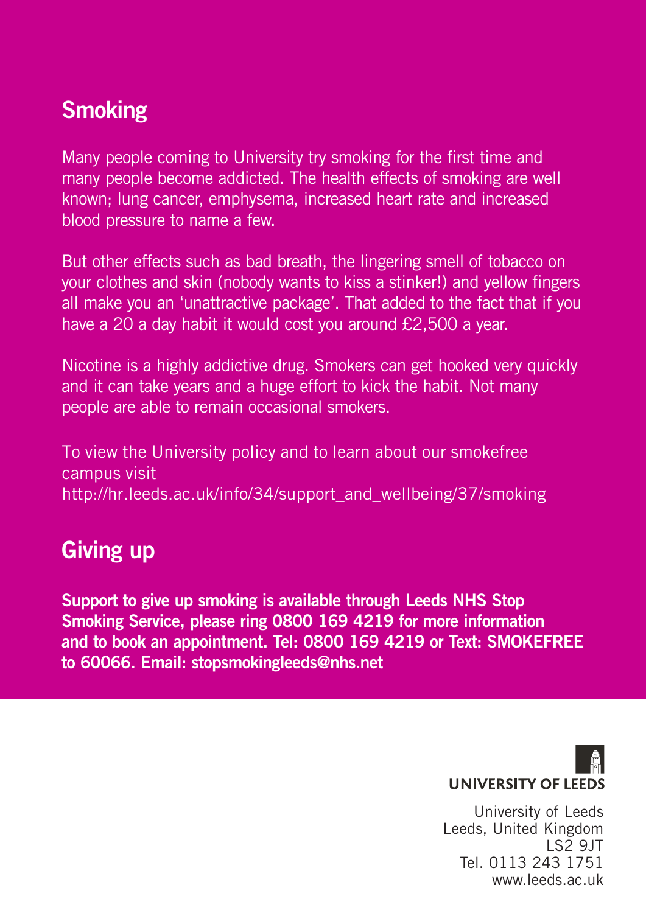## Smoking

Many people coming to University try smoking for the first time and many people become addicted. The health effects of smoking are well known; lung cancer, emphysema, increased heart rate and increased blood pressure to name a few.

But other effects such as bad breath, the lingering smell of tobacco on your clothes and skin (nobody wants to kiss a stinker!) and yellow fingers all make you an 'unattractive package'. That added to the fact that if you have a 20 a day habit it would cost you around £2,500 a year.

Nicotine is a highly addictive drug. Smokers can get hooked very quickly and it can take years and a huge effort to kick the habit. Not many people are able to remain occasional smokers.

To view the University policy and to learn about our smokefree campus visit
http://hr.leeds.ac.uk/info/34/support_and_wellbeing/37/smoking

## Giving up

**Support to give up smoking is available through Leeds NHS Stop Smoking Service, please ring 0800 169 4219 for more information and to book an appointment. Tel: 0800 169 4219 or Text: SMOKEFREE to 60066. Email: stopsmokingleeds@nhs.net**

UNIVERSITY OF LEEDS

University of Leeds
Leeds, United Kingdom
LS2 9JT
Tel. 0113 243 1751
www.leeds.ac.uk